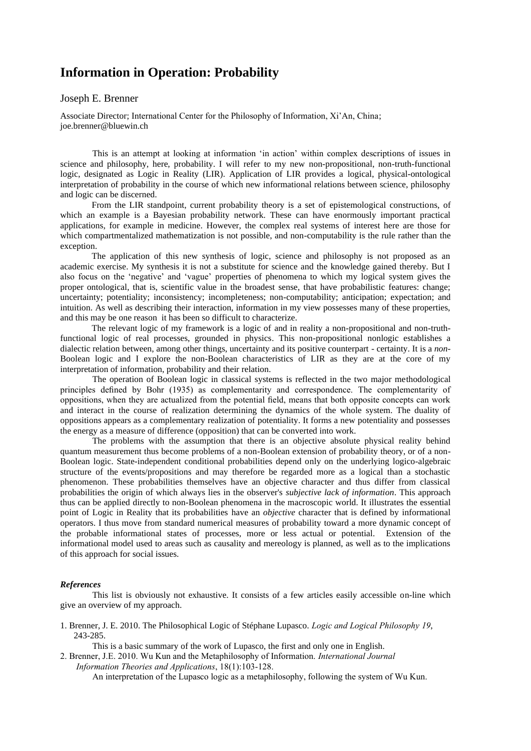# Information in Operation: Probability

Joseph E. Brenner

Associate Director; International Center for the Philosophy of Information, Xi'An, China; joe.brenner@bluewin.ch

This is an attempt at looking at information 'in action' within complex descriptions of issues in science and philosophy, here, probability. I will refer to my new non-propositional, non-truth-functional logic, designated as Logic in Reality (LIR). Application of LIR provides a logical, physical-ontological interpretation of probability in the course of which new informational relations between science, philosophy and logic can be discerned.

From the LIR standpoint, current probability theory is a set of epistemological constructions, of which an example is a Bayesian probability network. These can have enormously important practical applications, for example in medicine. However, the complex real systems of interest here are those for which compartmentalized mathematization is not possible, and non-computability is the rule rather than the exception.

The application of this new synthesis of logic, science and philosophy is not proposed as an academic exercise. My synthesis it is not a substitute for science and the knowledge gained thereby. But I also focus on the 'negative' and 'vague' properties of phenomena to which my logical system gives the proper ontological, that is, scientific value in the broadest sense, that have probabilistic features: change; uncertainty; potentiality; inconsistency; incompleteness; non-computability; anticipation; expectation; and intuition. As well as describing their interaction, information in my view possesses many of these properties, and this may be one reason it has been so difficult to characterize.

The relevant logic of my framework is a logic of and in reality a non-propositional and non-truth-functional logic of real processes, grounded in physics. This non-propositional nonlogic establishes a dialectic relation between, among other things, uncertainty and its positive counterpart - certainty. It is a *non*-Boolean logic and I explore the non-Boolean characteristics of LIR as they are at the core of my interpretation of information, probability and their relation.

The operation of Boolean logic in classical systems is reflected in the two major methodological principles defined by Bohr (1935) as complementarity and correspondence. The complementarity of oppositions, when they are actualized from the potential field, means that both opposite concepts can work and interact in the course of realization determining the dynamics of the whole system. The duality of oppositions appears as a complementary realization of potentiality. It forms a new potentiality and possesses the energy as a measure of difference (opposition) that can be converted into work.

The problems with the assumption that there is an objective absolute physical reality behind quantum measurement thus become problems of a non-Boolean extension of probability theory, or of a non-Boolean logic. State-independent conditional probabilities depend only on the underlying logico-algebraic structure of the events/propositions and may therefore be regarded more as a logical than a stochastic phenomenon. These probabilities themselves have an objective character and thus differ from classical probabilities the origin of which always lies in the observer's *subjective lack of information*. This approach thus can be applied directly to non-Boolean phenomena in the macroscopic world. It illustrates the essential point of Logic in Reality that its probabilities have an *objective* character that is defined by informational operators. I thus move from standard numerical measures of probability toward a more dynamic concept of the probable informational states of processes, more or less actual or potential. Extension of the informational model used to areas such as causality and mereology is planned, as well as to the implications of this approach for social issues.

### *References*

This list is obviously not exhaustive. It consists of a few articles easily accessible on-line which give an overview of my approach.

1. Brenner, J. E. 2010. The Philosophical Logic of Stéphane Lupasco. *Logic and Logical Philosophy 19*, 243-285.

   This is a basic summary of the work of Lupasco, the first and only one in English.

2. Brenner, J.E. 2010. Wu Kun and the Metaphilosophy of Information. *International Journal Information Theories and Applications*, 18(1):103-128.

   An interpretation of the Lupasco logic as a metaphilosophy, following the system of Wu Kun.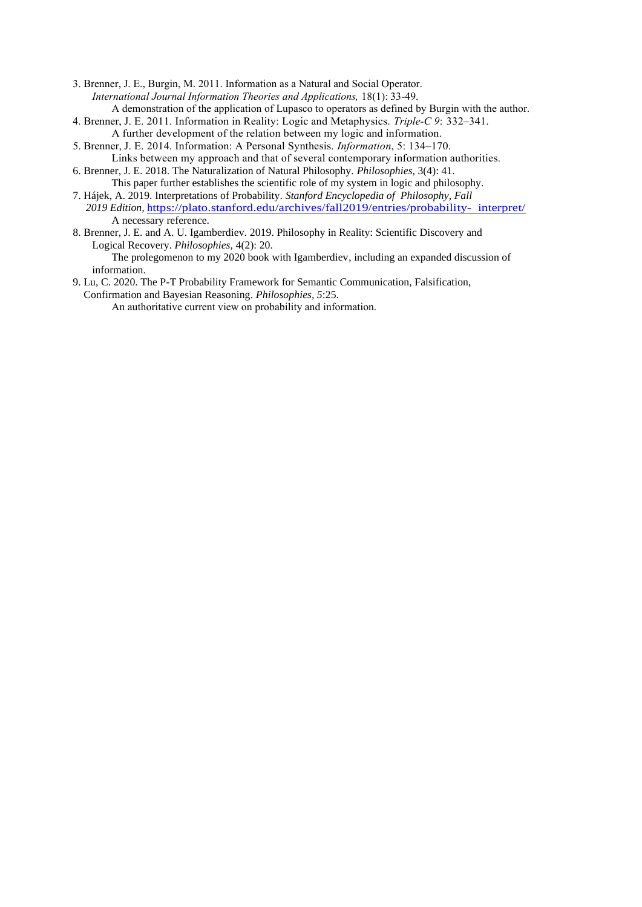3. Brenner, J. E., Burgin, M. 2011. Information as a Natural and Social Operator. *International Journal Information Theories and Applications,* 18(1): 33-49.
   A demonstration of the application of Lupasco to operators as defined by Burgin with the author.
4. Brenner, J. E. 2011. Information in Reality: Logic and Metaphysics. *Triple-C 9*: 332–341.
   A further development of the relation between my logic and information.
5. Brenner, J. E. 2014. Information: A Personal Synthesis. *Information*, 5: 134–170.
   Links between my approach and that of several contemporary information authorities.
6. Brenner, J. E. 2018. The Naturalization of Natural Philosophy. *Philosophies*, 3(4): 41.
   This paper further establishes the scientific role of my system in logic and philosophy.
7. Hájek, A. 2019. Interpretations of Probability. *Stanford Encyclopedia of Philosophy, Fall 2019 Edition,* https://plato.stanford.edu/archives/fall2019/entries/probability- interpret/
   A necessary reference.
8. Brenner, J. E. and A. U. Igamberdiev. 2019. Philosophy in Reality: Scientific Discovery and Logical Recovery. *Philosophies,* 4(2): 20.
   The prolegomenon to my 2020 book with Igamberdiev, including an expanded discussion of information.
9. Lu, C. 2020. The P-T Probability Framework for Semantic Communication, Falsification, Confirmation and Bayesian Reasoning. *Philosophies, 5*:25.
   An authoritative current view on probability and information.